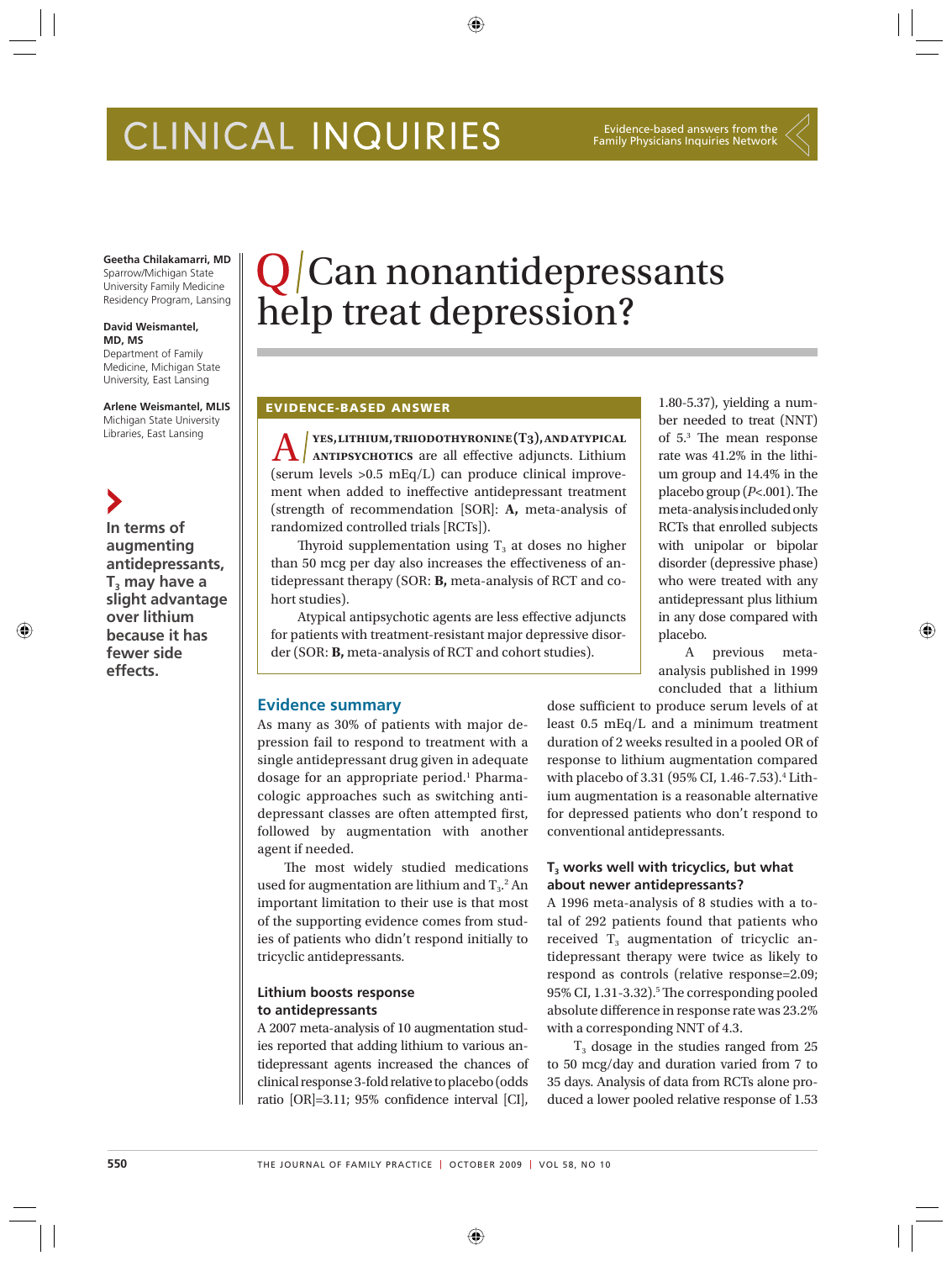# CLINICAL INQUIRIES

Evidence-based answers from the Family Physicians Inquiries Network

**Geetha Chilakamarri, MD**
Sparrow/Michigan State University Family Medicine Residency Program, Lansing

**David Weismantel, MD, MS**
Department of Family Medicine, Michigan State University, East Lansing

**Arlene Weismantel, MLIS**
Michigan State University Libraries, East Lansing

**In terms of augmenting antidepressants, $T_3$ may have a slight advantage over lithium because it has fewer side effects.**

## Q/ Can nonantidepressants help treat depression?

### EVIDENCE-BASED ANSWER

**A/ YES, LITHIUM, TRIIODOTHYRONINE ($T_3$), AND ATYPICAL ANTIPSYCHOTICS** are all effective adjuncts. Lithium (serum levels >0.5 mEq/L) can produce clinical improvement when added to ineffective antidepressant treatment (strength of recommendation [SOR]: **A,** meta-analysis of randomized controlled trials [RCTs]).

Thyroid supplementation using $T_3$ at doses no higher than 50 mcg per day also increases the effectiveness of antidepressant therapy (SOR: **B,** meta-analysis of RCT and cohort studies).

Atypical antipsychotic agents are less effective adjuncts for patients with treatment-resistant major depressive disorder (SOR: **B,** meta-analysis of RCT and cohort studies).

## Evidence summary

As many as 30% of patients with major depression fail to respond to treatment with a single antidepressant drug given in adequate dosage for an appropriate period.[1] Pharmacologic approaches such as switching antidepressant classes are often attempted first, followed by augmentation with another agent if needed.

The most widely studied medications used for augmentation are lithium and $T_3$.[2] An important limitation to their use is that most of the supporting evidence comes from studies of patients who didn't respond initially to tricyclic antidepressants.

### Lithium boosts response to antidepressants

A 2007 meta-analysis of 10 augmentation studies reported that adding lithium to various antidepressant agents increased the chances of clinical response 3-fold relative to placebo (odds ratio [OR]=3.11; 95% confidence interval [CI], 1.80-5.37), yielding a number needed to treat (NNT) of 5.[3] The mean response rate was 41.2% in the lithium group and 14.4% in the placebo group ($P$<.001). The meta-analysis included only RCTs that enrolled subjects with unipolar or bipolar disorder (depressive phase) who were treated with any antidepressant plus lithium in any dose compared with placebo.

A previous meta-analysis published in 1999 concluded that a lithium dose sufficient to produce serum levels of at least 0.5 mEq/L and a minimum treatment duration of 2 weeks resulted in a pooled OR of response to lithium augmentation compared with placebo of 3.31 (95% CI, 1.46-7.53).[4] Lithium augmentation is a reasonable alternative for depressed patients who don't respond to conventional antidepressants.

### $T_3$ works well with tricyclics, but what about newer antidepressants?

A 1996 meta-analysis of 8 studies with a total of 292 patients found that patients who received $T_3$ augmentation of tricyclic antidepressant therapy were twice as likely to respond as controls (relative response=2.09; 95% CI, 1.31-3.32).[5] The corresponding pooled absolute difference in response rate was 23.2% with a corresponding NNT of 4.3.

$T_3$ dosage in the studies ranged from 25 to 50 mcg/day and duration varied from 7 to 35 days. Analysis of data from RCTs alone produced a lower pooled relative response of 1.53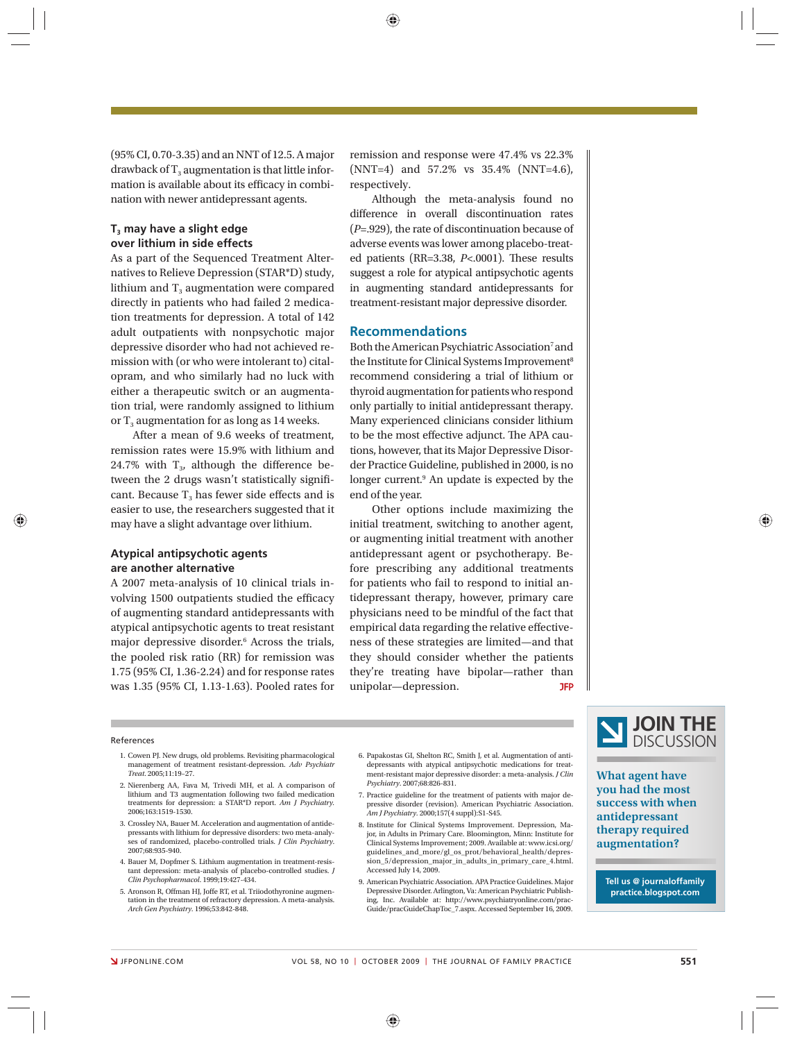(95% CI, 0.70-3.35) and an NNT of 12.5. A major drawback of $T_3$ augmentation is that little information is available about its efficacy in combination with newer antidepressant agents.

### $T_3$ may have a slight edge over lithium in side effects

As a part of the Sequenced Treatment Alternatives to Relieve Depression (STAR*D) study, lithium and $T_3$ augmentation were compared directly in patients who had failed 2 medication treatments for depression. A total of 142 adult outpatients with nonpsychotic major depressive disorder who had not achieved remission with (or who were intolerant to) citalopram, and who similarly had no luck with either a therapeutic switch or an augmentation trial, were randomly assigned to lithium or $T_3$ augmentation for as long as 14 weeks.

After a mean of 9.6 weeks of treatment, remission rates were 15.9% with lithium and 24.7% with $T_3$, although the difference between the 2 drugs wasn't statistically significant. Because $T_3$ has fewer side effects and is easier to use, the researchers suggested that it may have a slight advantage over lithium.

### Atypical antipsychotic agents are another alternative

A 2007 meta-analysis of 10 clinical trials involving 1500 outpatients studied the efficacy of augmenting standard antidepressants with atypical antipsychotic agents to treat resistant major depressive disorder.[6] Across the trials, the pooled risk ratio (RR) for remission was 1.75 (95% CI, 1.36-2.24) and for response rates was 1.35 (95% CI, 1.13-1.63). Pooled rates for remission and response were 47.4% vs 22.3% (NNT=4) and 57.2% vs 35.4% (NNT=4.6), respectively.

Although the meta-analysis found no difference in overall discontinuation rates ($P$=.929), the rate of discontinuation because of adverse events was lower among placebo-treated patients (RR=3.38, $P$<.0001). These results suggest a role for atypical antipsychotic agents in augmenting standard antidepressants for treatment-resistant major depressive disorder.

## Recommendations

Both the American Psychiatric Association[7] and the Institute for Clinical Systems Improvement[8] recommend considering a trial of lithium or thyroid augmentation for patients who respond only partially to initial antidepressant therapy. Many experienced clinicians consider lithium to be the most effective adjunct. The APA cautions, however, that its Major Depressive Disorder Practice Guideline, published in 2000, is no longer current.[9] An update is expected by the end of the year.

Other options include maximizing the initial treatment, switching to another agent, or augmenting initial treatment with another antidepressant agent or psychotherapy. Before prescribing any additional treatments for patients who fail to respond to initial antidepressant therapy, however, primary care physicians need to be mindful of the fact that empirical data regarding the relative effectiveness of these strategies are limited—and that they should consider whether the patients they're treating have bipolar—rather than unipolar—depression. JFP

### References

1. Cowen PJ. New drugs, old problems. Revisiting pharmacological management of treatment resistant-depression. *Adv Psychiatr Treat*. 2005;11:19–27.
2. Nierenberg AA, Fava M, Trivedi MH, et al. A comparison of lithium and T3 augmentation following two failed medication treatments for depression: a STAR*D report. *Am J Psychiatry*. 2006;163:1519-1530.
3. Crossley NA, Bauer M. Acceleration and augmentation of antidepressants with lithium for depressive disorders: two meta-analyses of randomized, placebo-controlled trials. *J Clin Psychiatry*. 2007;68:935-940.
4. Bauer M, Dopfmer S. Lithium augmentation in treatment-resistant depression: meta-analysis of placebo-controlled studies. *J Clin Psychopharmacol*. 1999;19:427-434.
5. Aronson R, Offman HJ, Joffe RT, et al. Triiodothyronine augmentation in the treatment of refractory depression. A meta-analysis. *Arch Gen Psychiatry*. 1996;53:842-848.
6. Papakostas GI, Shelton RC, Smith J, et al. Augmentation of antidepressants with atypical antipsychotic medications for treatment-resistant major depressive disorder: a meta-analysis. *J Clin Psychiatry*. 2007;68:826-831.
7. Practice guideline for the treatment of patients with major depressive disorder (revision). American Psychiatric Association. *Am J Psychiatry*. 2000;157(4 suppl):S1-S45.
8. Institute for Clinical Systems Improvement. Depression, Major, in Adults in Primary Care. Bloomington, Minn: Institute for Clinical Systems Improvement; 2009. Available at: www.icsi.org/guidelines_and_more/gl_os_prot/behavioral_health/depression_5/depression_major_in_adults_in_primary_care_4.html. Accessed July 14, 2009.
9. American Psychiatric Association. APA Practice Guidelines. Major Depressive Disorder. Arlington, Va: American Psychiatric Publishing, Inc. Available at: http://www.psychiatryonline.com/pracGuide/pracGuideChapToc_7.aspx. Accessed September 16, 2009.

**JOIN THE DISCUSSION**

**What agent have you had the most success with when antidepressant therapy required augmentation?**

Tell us @ journaloffamily practice.blogspot.com